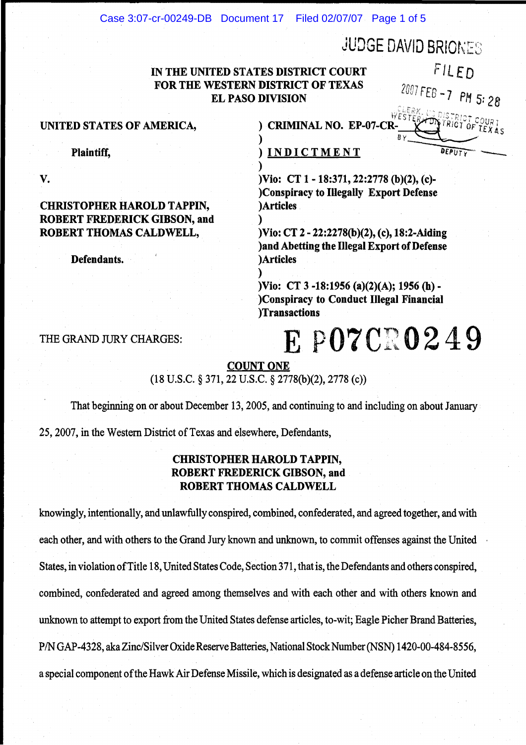JUDGE DAVID BRIONES

FILED

2007 FEB -7 PM 5:28

CLERK, US DISTRICT COURT
WESTERN DISTRICT OF TEXAS
BY ________ DEPUTY

**IN THE UNITED STATES DISTRICT COURT**
**FOR THE WESTERN DISTRICT OF TEXAS**
**EL PASO DIVISION**

| | |
|---|---|
| **UNITED STATES OF AMERICA,** | **) CRIMINAL NO. EP-07-CR-** |
| | **)** |
| **Plaintiff,** | **) INDICTMENT** |
| | **)** |
| **V.** | **)Vio: CT 1 - 18:371, 22:2778 (b)(2), (c)-** |
| | **)Conspiracy to Illegally Export Defense** |
| **CHRISTOPHER HAROLD TAPPIN,** | **)Articles** |
| **ROBERT FREDERICK GIBSON, and** | **)** |
| **ROBERT THOMAS CALDWELL,** | **)Vio: CT 2 - 22:2278(b)(2), (c), 18:2-Aiding** |
| | **)and Abetting the Illegal Export of Defense** |
| **Defendants.** | **)Articles** |
| | **)** |
| | **)Vio: CT 3 -18:1956 (a)(2)(A); 1956 (h) -** |
| | **)Conspiracy to Conduct Illegal Financial** |
| | **)Transactions** |

THE GRAND JURY CHARGES:

**EP07CR0249**

**COUNT ONE**
(18 U.S.C. § 371, 22 U.S.C. § 2778(b)(2), 2778 (c))

That beginning on or about December 13, 2005, and continuing to and including on about January 25, 2007, in the Western District of Texas and elsewhere, Defendants,

**CHRISTOPHER HAROLD TAPPIN,**
**ROBERT FREDERICK GIBSON, and**
**ROBERT THOMAS CALDWELL**

knowingly, intentionally, and unlawfully conspired, combined, confederated, and agreed together, and with each other, and with others to the Grand Jury known and unknown, to commit offenses against the United States, in violation of Title 18, United States Code, Section 371, that is, the Defendants and others conspired, combined, confederated and agreed among themselves and with each other and with others known and unknown to attempt to export from the United States defense articles, to-wit; Eagle Picher Brand Batteries, P/N GAP-4328, aka Zinc/Silver Oxide Reserve Batteries, National Stock Number (NSN) 1420-00-484-8556, a special component of the Hawk Air Defense Missile, which is designated as a defense article on the United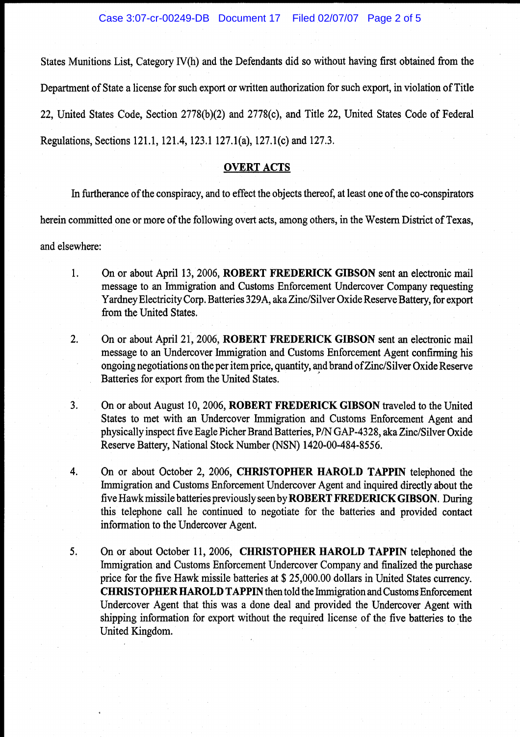States Munitions List, Category IV(h) and the Defendants did so without having first obtained from the Department of State a license for such export or written authorization for such export, in violation of Title 22, United States Code, Section 2778(b)(2) and 2778(c), and Title 22, United States Code of Federal Regulations, Sections 121.1, 121.4, 123.1 127.1(a), 127.1(c) and 127.3.

## OVERT ACTS

In furtherance of the conspiracy, and to effect the objects thereof, at least one of the co-conspirators herein committed one or more of the following overt acts, among others, in the Western District of Texas, and elsewhere:

1. On or about April 13, 2006, **ROBERT FREDERICK GIBSON** sent an electronic mail message to an Immigration and Customs Enforcement Undercover Company requesting Yardney Electricity Corp. Batteries 329A, aka Zinc/Silver Oxide Reserve Battery, for export from the United States.

2. On or about April 21, 2006, **ROBERT FREDERICK GIBSON** sent an electronic mail message to an Undercover Immigration and Customs Enforcement Agent confirming his ongoing negotiations on the per item price, quantity, and brand of Zinc/Silver Oxide Reserve Batteries for export from the United States.

3. On or about August 10, 2006, **ROBERT FREDERICK GIBSON** traveled to the United States to met with an Undercover Immigration and Customs Enforcement Agent and physically inspect five Eagle Picher Brand Batteries, P/N GAP-4328, aka Zinc/Silver Oxide Reserve Battery, National Stock Number (NSN) 1420-00-484-8556.

4. On or about October 2, 2006, **CHRISTOPHER HAROLD TAPPIN** telephoned the Immigration and Customs Enforcement Undercover Agent and inquired directly about the five Hawk missile batteries previously seen by **ROBERT FREDERICK GIBSON**. During this telephone call he continued to negotiate for the batteries and provided contact information to the Undercover Agent.

5. On or about October 11, 2006, **CHRISTOPHER HAROLD TAPPIN** telephoned the Immigration and Customs Enforcement Undercover Company and finalized the purchase price for the five Hawk missile batteries at $ 25,000.00 dollars in United States currency. **CHRISTOPHER HAROLD TAPPIN** then told the Immigration and Customs Enforcement Undercover Agent that this was a done deal and provided the Undercover Agent with shipping information for export without the required license of the five batteries to the United Kingdom.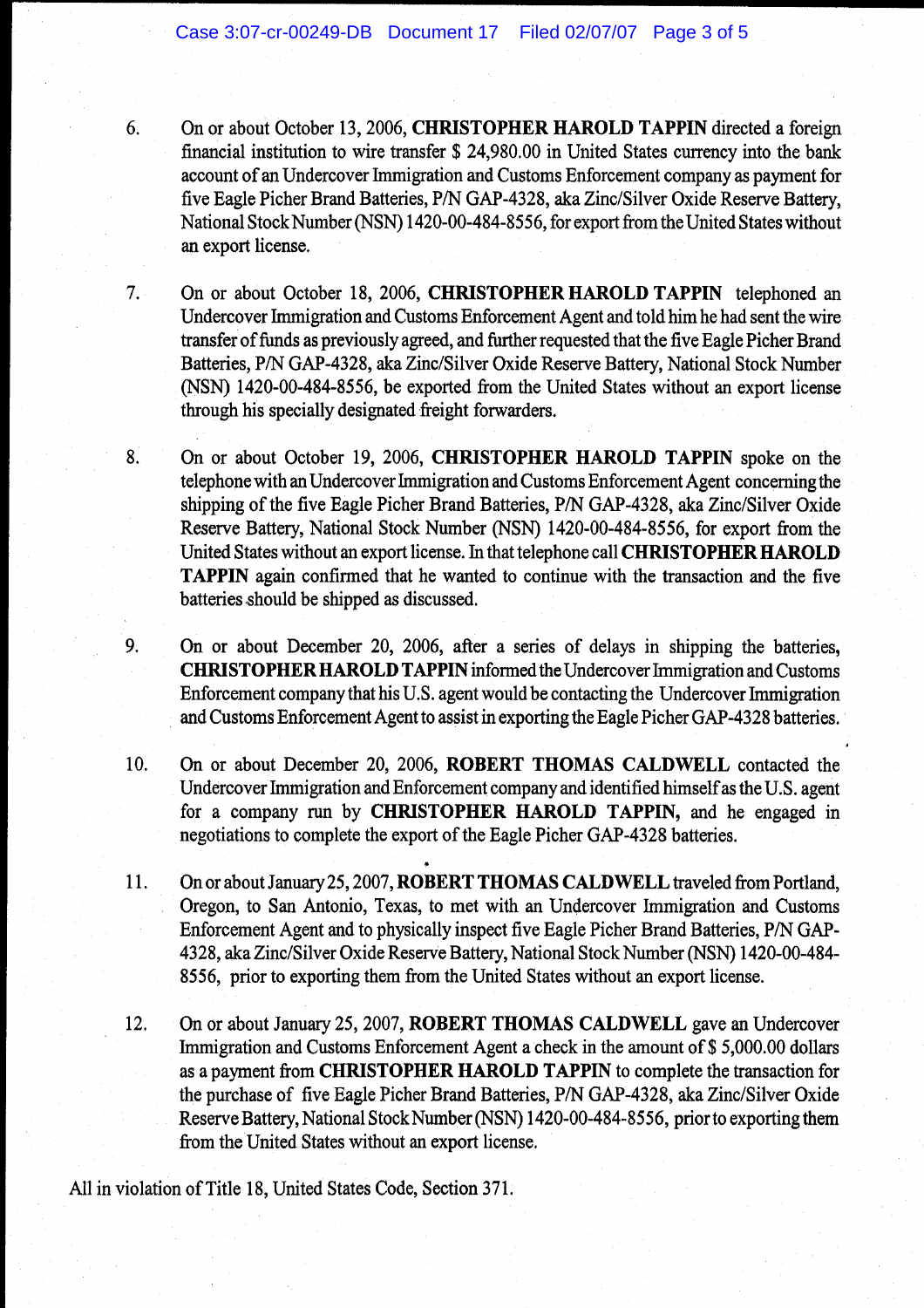6. On or about October 13, 2006, **CHRISTOPHER HAROLD TAPPIN** directed a foreign financial institution to wire transfer $ 24,980.00 in United States currency into the bank account of an Undercover Immigration and Customs Enforcement company as payment for five Eagle Picher Brand Batteries, P/N GAP-4328, aka Zinc/Silver Oxide Reserve Battery, National Stock Number (NSN) 1420-00-484-8556, for export from the United States without an export license.

7. On or about October 18, 2006, **CHRISTOPHER HAROLD TAPPIN** telephoned an Undercover Immigration and Customs Enforcement Agent and told him he had sent the wire transfer of funds as previously agreed, and further requested that the five Eagle Picher Brand Batteries, P/N GAP-4328, aka Zinc/Silver Oxide Reserve Battery, National Stock Number (NSN) 1420-00-484-8556, be exported from the United States without an export license through his specially designated freight forwarders.

8. On or about October 19, 2006, **CHRISTOPHER HAROLD TAPPIN** spoke on the telephone with an Undercover Immigration and Customs Enforcement Agent concerning the shipping of the five Eagle Picher Brand Batteries, P/N GAP-4328, aka Zinc/Silver Oxide Reserve Battery, National Stock Number (NSN) 1420-00-484-8556, for export from the United States without an export license. In that telephone call **CHRISTOPHER HAROLD TAPPIN** again confirmed that he wanted to continue with the transaction and the five batteries should be shipped as discussed.

9. On or about December 20, 2006, after a series of delays in shipping the batteries, **CHRISTOPHER HAROLD TAPPIN** informed the Undercover Immigration and Customs Enforcement company that his U.S. agent would be contacting the Undercover Immigration and Customs Enforcement Agent to assist in exporting the Eagle Picher GAP-4328 batteries.

10. On or about December 20, 2006, **ROBERT THOMAS CALDWELL** contacted the Undercover Immigration and Enforcement company and identified himself as the U.S. agent for a company run by **CHRISTOPHER HAROLD TAPPIN,** and he engaged in negotiations to complete the export of the Eagle Picher GAP-4328 batteries.

11. On or about January 25, 2007, **ROBERT THOMAS CALDWELL** traveled from Portland, Oregon, to San Antonio, Texas, to met with an Undercover Immigration and Customs Enforcement Agent and to physically inspect five Eagle Picher Brand Batteries, P/N GAP-4328, aka Zinc/Silver Oxide Reserve Battery, National Stock Number (NSN) 1420-00-484-8556, prior to exporting them from the United States without an export license.

12. On or about January 25, 2007, **ROBERT THOMAS CALDWELL** gave an Undercover Immigration and Customs Enforcement Agent a check in the amount of $ 5,000.00 dollars as a payment from **CHRISTOPHER HAROLD TAPPIN** to complete the transaction for the purchase of five Eagle Picher Brand Batteries, P/N GAP-4328, aka Zinc/Silver Oxide Reserve Battery, National Stock Number (NSN) 1420-00-484-8556, prior to exporting them from the United States without an export license.

All in violation of Title 18, United States Code, Section 371.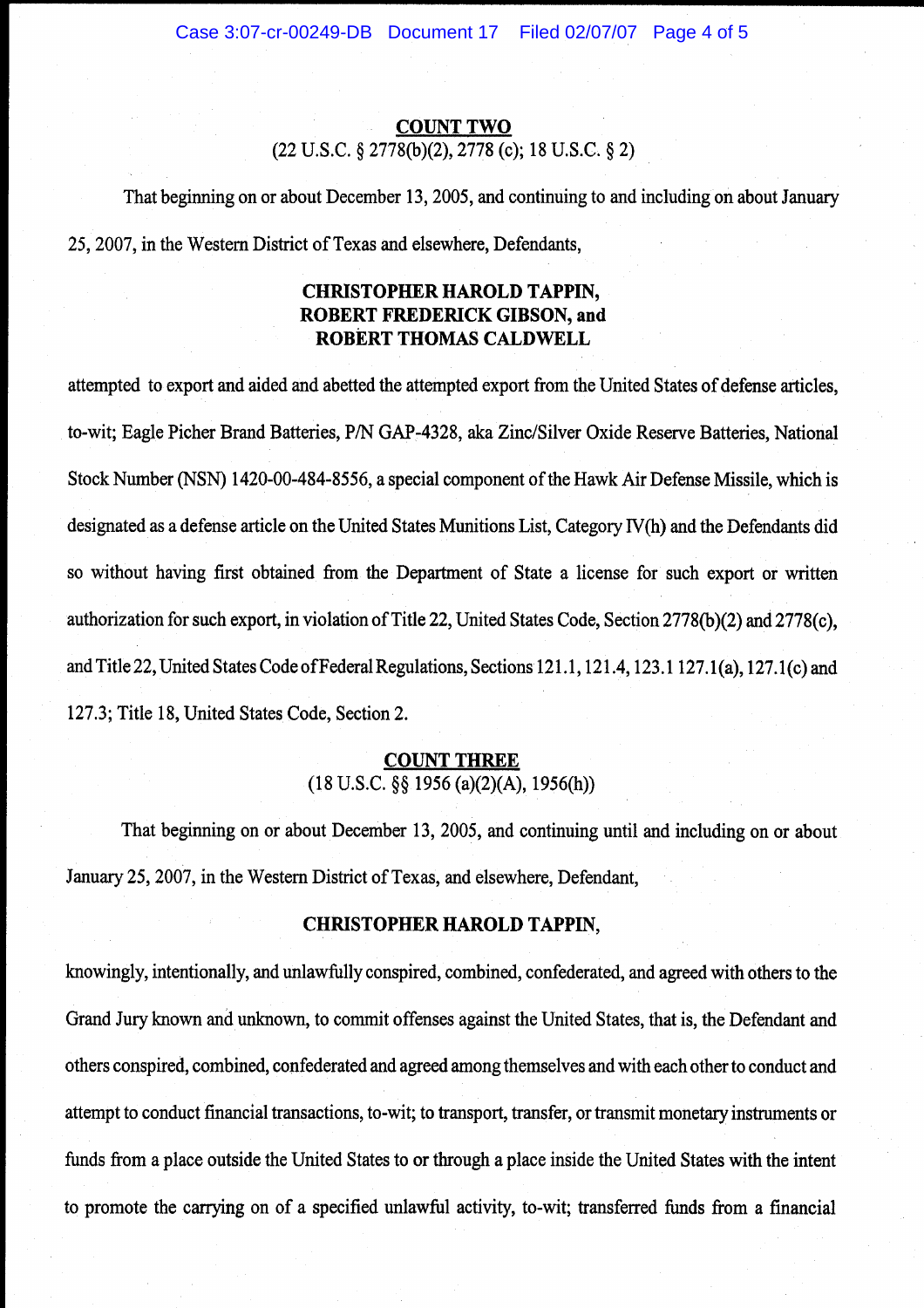## COUNT TWO

(22 U.S.C. § 2778(b)(2), 2778 (c); 18 U.S.C. § 2)

That beginning on or about December 13, 2005, and continuing to and including on about January 25, 2007, in the Western District of Texas and elsewhere, Defendants,

**CHRISTOPHER HAROLD TAPPIN,**
**ROBERT FREDERICK GIBSON, and**
**ROBERT THOMAS CALDWELL**

attempted to export and aided and abetted the attempted export from the United States of defense articles, to-wit; Eagle Picher Brand Batteries, P/N GAP-4328, aka Zinc/Silver Oxide Reserve Batteries, National Stock Number (NSN) 1420-00-484-8556, a special component of the Hawk Air Defense Missile, which is designated as a defense article on the United States Munitions List, Category IV(h) and the Defendants did so without having first obtained from the Department of State a license for such export or written authorization for such export, in violation of Title 22, United States Code, Section 2778(b)(2) and 2778(c), and Title 22, United States Code of Federal Regulations, Sections 121.1, 121.4, 123.1 127.1(a), 127.1(c) and 127.3; Title 18, United States Code, Section 2.

## COUNT THREE

(18 U.S.C. §§ 1956 (a)(2)(A), 1956(h))

That beginning on or about December 13, 2005, and continuing until and including on or about January 25, 2007, in the Western District of Texas, and elsewhere, Defendant,

**CHRISTOPHER HAROLD TAPPIN,**

knowingly, intentionally, and unlawfully conspired, combined, confederated, and agreed with others to the Grand Jury known and unknown, to commit offenses against the United States, that is, the Defendant and others conspired, combined, confederated and agreed among themselves and with each other to conduct and attempt to conduct financial transactions, to-wit; to transport, transfer, or transmit monetary instruments or funds from a place outside the United States to or through a place inside the United States with the intent to promote the carrying on of a specified unlawful activity, to-wit; transferred funds from a financial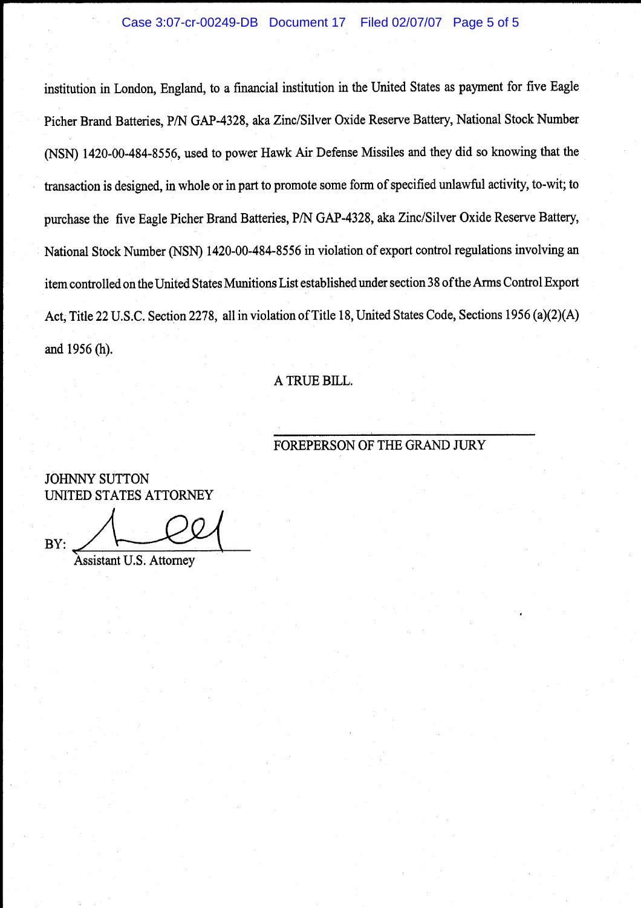institution in London, England, to a financial institution in the United States as payment for five Eagle Picher Brand Batteries, P/N GAP-4328, aka Zinc/Silver Oxide Reserve Battery, National Stock Number (NSN) 1420-00-484-8556, used to power Hawk Air Defense Missiles and they did so knowing that the transaction is designed, in whole or in part to promote some form of specified unlawful activity, to-wit; to purchase the five Eagle Picher Brand Batteries, P/N GAP-4328, aka Zinc/Silver Oxide Reserve Battery, National Stock Number (NSN) 1420-00-484-8556 in violation of export control regulations involving an item controlled on the United States Munitions List established under section 38 of the Arms Control Export Act, Title 22 U.S.C. Section 2278, all in violation of Title 18, United States Code, Sections 1956 (a)(2)(A) and 1956 (h).

A TRUE BILL.

FOREPERSON OF THE GRAND JURY

JOHNNY SUTTON
UNITED STATES ATTORNEY

BY:
Assistant U.S. Attorney